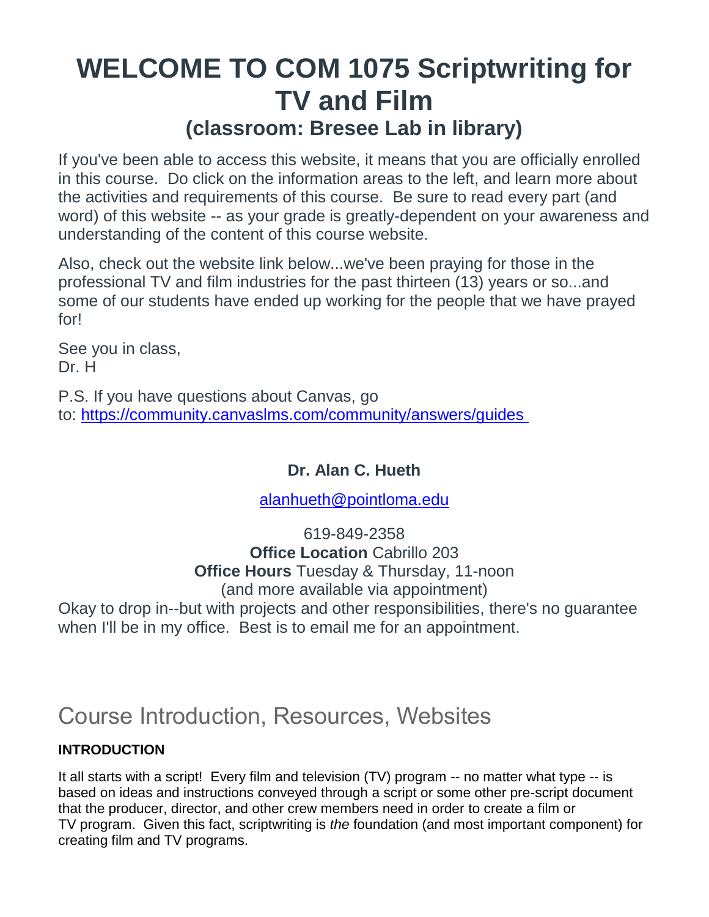# WELCOME TO COM 1075 Scriptwriting for TV and Film

## (classroom: Bresee Lab in library)

If you've been able to access this website, it means that you are officially enrolled in this course. Do click on the information areas to the left, and learn more about the activities and requirements of this course. Be sure to read every part (and word) of this website -- as your grade is greatly-dependent on your awareness and understanding of the content of this course website.

Also, check out the website link below...we've been praying for those in the professional TV and film industries for the past thirteen (13) years or so...and some of our students have ended up working for the people that we have prayed for!

See you in class,  
Dr. H

P.S. If you have questions about Canvas, go to: https://community.canvaslms.com/community/answers/guides

**Dr. Alan C. Hueth**

alanhueth@pointloma.edu

619-849-2358  
**Office Location** Cabrillo 203  
**Office Hours** Tuesday & Thursday, 11-noon  
(and more available via appointment)  
Okay to drop in--but with projects and other responsibilities, there's no guarantee when I'll be in my office. Best is to email me for an appointment.

## Course Introduction, Resources, Websites

**INTRODUCTION**

It all starts with a script! Every film and television (TV) program -- no matter what type -- is based on ideas and instructions conveyed through a script or some other pre-script document that the producer, director, and other crew members need in order to create a film or TV program. Given this fact, scriptwriting is *the* foundation (and most important component) for creating film and TV programs.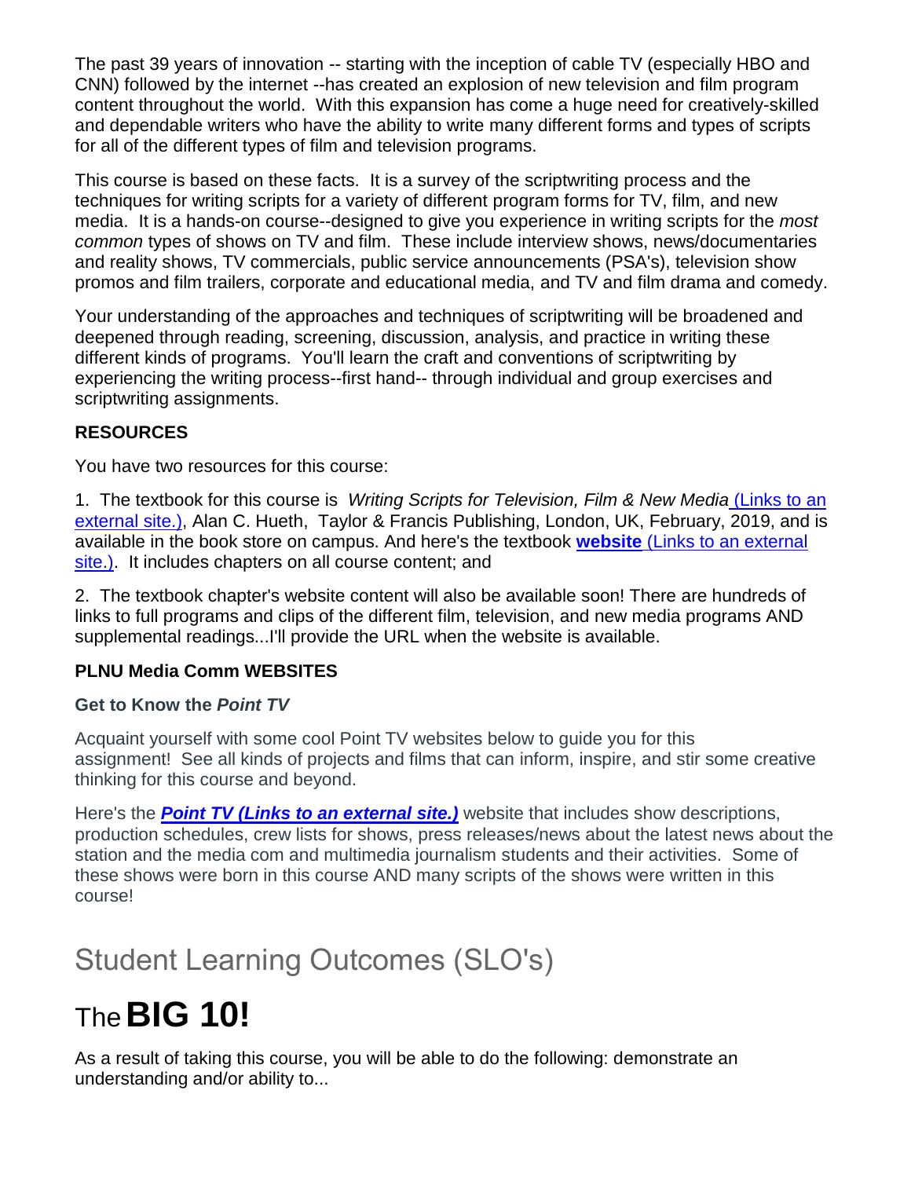The past 39 years of innovation -- starting with the inception of cable TV (especially HBO and CNN) followed by the internet --has created an explosion of new television and film program content throughout the world. With this expansion has come a huge need for creatively-skilled and dependable writers who have the ability to write many different forms and types of scripts for all of the different types of film and television programs.

This course is based on these facts. It is a survey of the scriptwriting process and the techniques for writing scripts for a variety of different program forms for TV, film, and new media. It is a hands-on course--designed to give you experience in writing scripts for the *most common* types of shows on TV and film. These include interview shows, news/documentaries and reality shows, TV commercials, public service announcements (PSA's), television show promos and film trailers, corporate and educational media, and TV and film drama and comedy.

Your understanding of the approaches and techniques of scriptwriting will be broadened and deepened through reading, screening, discussion, analysis, and practice in writing these different kinds of programs. You'll learn the craft and conventions of scriptwriting by experiencing the writing process--first hand-- through individual and group exercises and scriptwriting assignments.

**RESOURCES**

You have two resources for this course:

1. The textbook for this course is *Writing Scripts for Television, Film & New Media* (Links to an external site.), Alan C. Hueth, Taylor & Francis Publishing, London, UK, February, 2019, and is available in the book store on campus. And here's the textbook **website** (Links to an external site.). It includes chapters on all course content; and

2. The textbook chapter's website content will also be available soon! There are hundreds of links to full programs and clips of the different film, television, and new media programs AND supplemental readings...I'll provide the URL when the website is available.

**PLNU Media Comm WEBSITES**

**Get to Know the *Point TV***

Acquaint yourself with some cool Point TV websites below to guide you for this assignment! See all kinds of projects and films that can inform, inspire, and stir some creative thinking for this course and beyond.

Here's the ***Point TV (Links to an external site.)*** website that includes show descriptions, production schedules, crew lists for shows, press releases/news about the latest news about the station and the media com and multimedia journalism students and their activities. Some of these shows were born in this course AND many scripts of the shows were written in this course!

# Student Learning Outcomes (SLO's)

# The **BIG 10!**

As a result of taking this course, you will be able to do the following: demonstrate an understanding and/or ability to...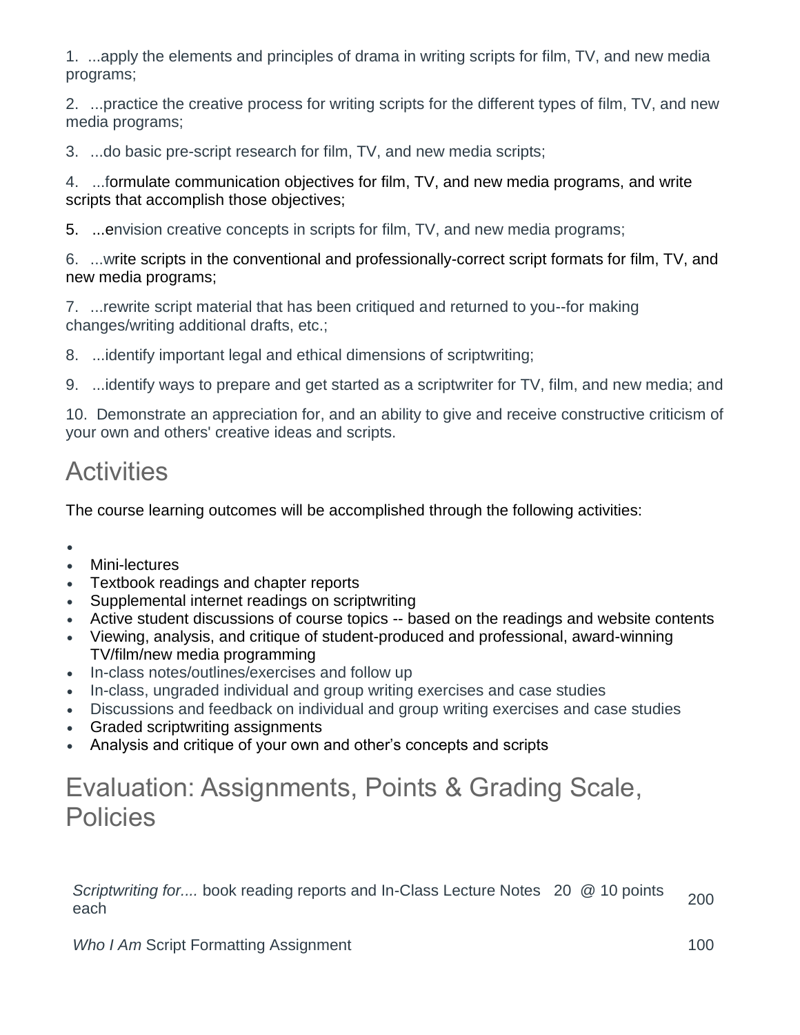1. ...apply the elements and principles of drama in writing scripts for film, TV, and new media programs;

2. ...practice the creative process for writing scripts for the different types of film, TV, and new media programs;

3. ...do basic pre-script research for film, TV, and new media scripts;

4. ...formulate communication objectives for film, TV, and new media programs, and write scripts that accomplish those objectives;

5. ...envision creative concepts in scripts for film, TV, and new media programs;

6. ...write scripts in the conventional and professionally-correct script formats for film, TV, and new media programs;

7. ...rewrite script material that has been critiqued and returned to you--for making changes/writing additional drafts, etc.;

8. ...identify important legal and ethical dimensions of scriptwriting;

9. ...identify ways to prepare and get started as a scriptwriter for TV, film, and new media; and

10. Demonstrate an appreciation for, and an ability to give and receive constructive criticism of your own and others' creative ideas and scripts.

# Activities

The course learning outcomes will be accomplished through the following activities:

- Mini-lectures
- Textbook readings and chapter reports
- Supplemental internet readings on scriptwriting
- Active student discussions of course topics -- based on the readings and website contents
- Viewing, analysis, and critique of student-produced and professional, award-winning TV/film/new media programming
- In-class notes/outlines/exercises and follow up
- In-class, ungraded individual and group writing exercises and case studies
- Discussions and feedback on individual and group writing exercises and case studies
- Graded scriptwriting assignments
- Analysis and critique of your own and other's concepts and scripts

# Evaluation: Assignments, Points & Grading Scale, Policies

| | |
|---|---|
| *Scriptwriting for....* book reading reports and In-Class Lecture Notes 20 @ 10 points each | 200 |
| *Who I Am* Script Formatting Assignment | 100 |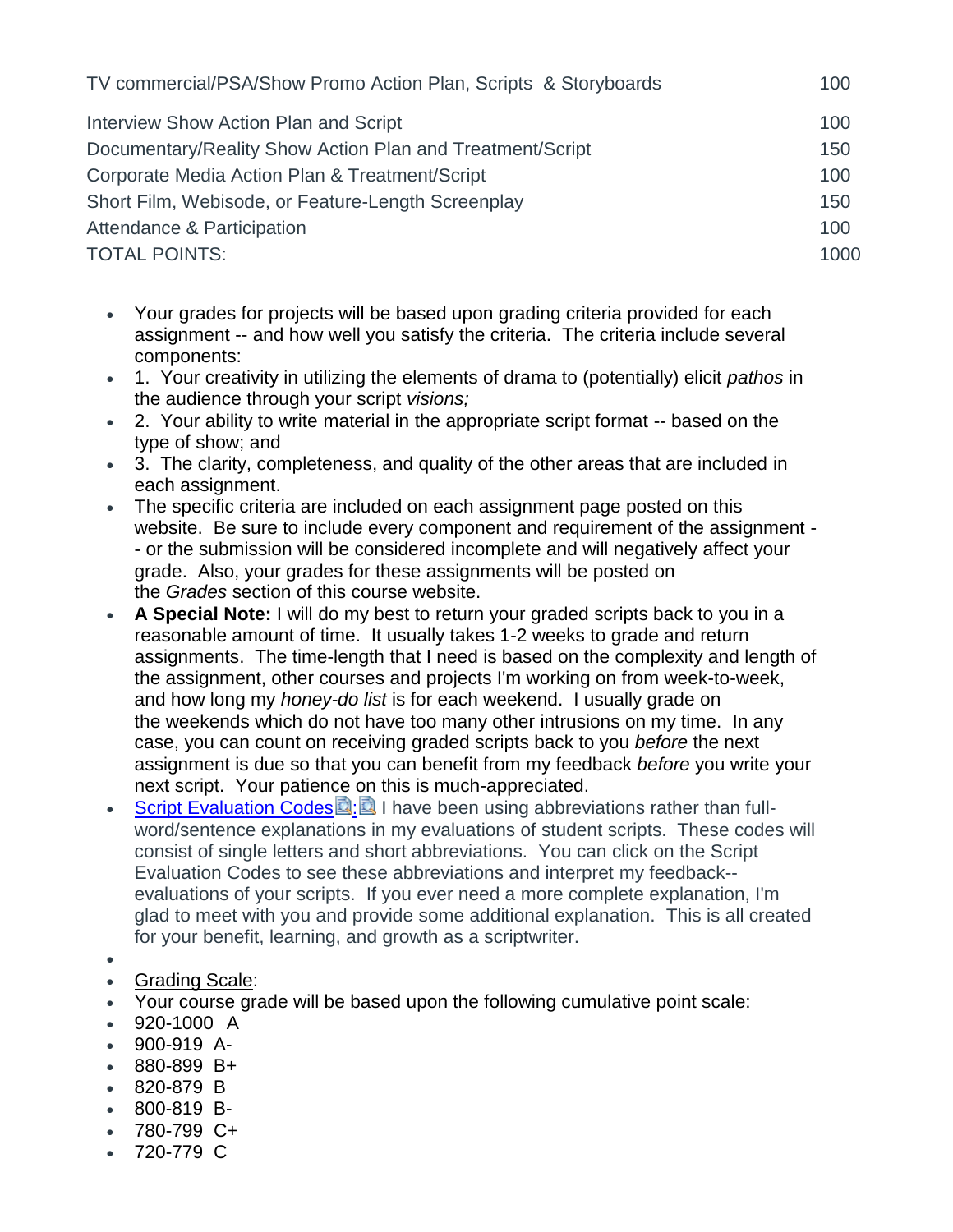| | |
|---|---|
| TV commercial/PSA/Show Promo Action Plan, Scripts & Storyboards | 100 |
| Interview Show Action Plan and Script | 100 |
| Documentary/Reality Show Action Plan and Treatment/Script | 150 |
| Corporate Media Action Plan & Treatment/Script | 100 |
| Short Film, Webisode, or Feature-Length Screenplay | 150 |
| Attendance & Participation | 100 |
| TOTAL POINTS: | 1000 |

- Your grades for projects will be based upon grading criteria provided for each assignment -- and how well you satisfy the criteria. The criteria include several components:
- 1. Your creativity in utilizing the elements of drama to (potentially) elicit *pathos* in the audience through your script *visions;*
- 2. Your ability to write material in the appropriate script format -- based on the type of show; and
- 3. The clarity, completeness, and quality of the other areas that are included in each assignment.
- The specific criteria are included on each assignment page posted on this website. Be sure to include every component and requirement of the assignment -- or the submission will be considered incomplete and will negatively affect your grade. Also, your grades for these assignments will be posted on the *Grades* section of this course website.
- **A Special Note:** I will do my best to return your graded scripts back to you in a reasonable amount of time. It usually takes 1-2 weeks to grade and return assignments. The time-length that I need is based on the complexity and length of the assignment, other courses and projects I'm working on from week-to-week, and how long my *honey-do list* is for each weekend. I usually grade on the weekends which do not have too many other intrusions on my time. In any case, you can count on receiving graded scripts back to you *before* the next assignment is due so that you can benefit from my feedback *before* you write your next script. Your patience on this is much-appreciated.
- Script Evaluation Codes: I have been using abbreviations rather than full-word/sentence explanations in my evaluations of student scripts. These codes will consist of single letters and short abbreviations. You can click on the Script Evaluation Codes to see these abbreviations and interpret my feedback--evaluations of your scripts. If you ever need a more complete explanation, I'm glad to meet with you and provide some additional explanation. This is all created for your benefit, learning, and growth as a scriptwriter.
- Grading Scale:
- Your course grade will be based upon the following cumulative point scale:
- 920-1000 A
- 900-919 A-
- 880-899 B+
- 820-879 B
- 800-819 B-
- 780-799 C+
- 720-779 C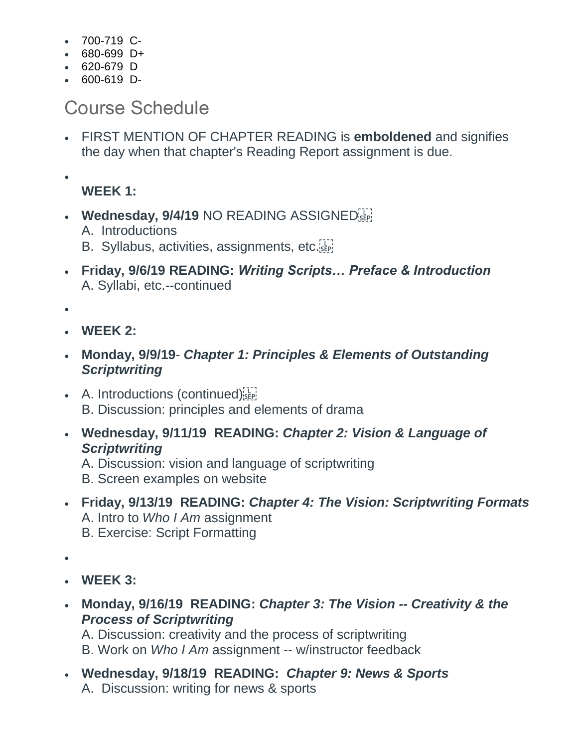- 700-719 C-
- 680-699 D+
- 620-679 D
- 600-619 D-

## Course Schedule

- FIRST MENTION OF CHAPTER READING is **emboldened** and signifies the day when that chapter's Reading Report assignment is due.
- **WEEK 1:**
- **Wednesday, 9/4/19** NO READING ASSIGNED
  A. Introductions
  B. Syllabus, activities, assignments, etc.
- **Friday, 9/6/19 READING: *Writing Scripts… Preface & Introduction***
  A. Syllabi, etc.--continued
- **WEEK 2:**
- **Monday, 9/9/19**- ***Chapter 1: Principles & Elements of Outstanding Scriptwriting***
- A. Introductions (continued)
  B. Discussion: principles and elements of drama
- **Wednesday, 9/11/19 READING: *Chapter 2: Vision & Language of Scriptwriting***
  A. Discussion: vision and language of scriptwriting
  B. Screen examples on website
- **Friday, 9/13/19 READING: *Chapter 4: The Vision: Scriptwriting Formats***
  A. Intro to *Who I Am* assignment
  B. Exercise: Script Formatting
- **WEEK 3:**
- **Monday, 9/16/19 READING: *Chapter 3: The Vision -- Creativity & the Process of Scriptwriting***
  A. Discussion: creativity and the process of scriptwriting
  B. Work on *Who I Am* assignment -- w/instructor feedback
- **Wednesday, 9/18/19 READING: *Chapter 9: News & Sports***
  A. Discussion: writing for news & sports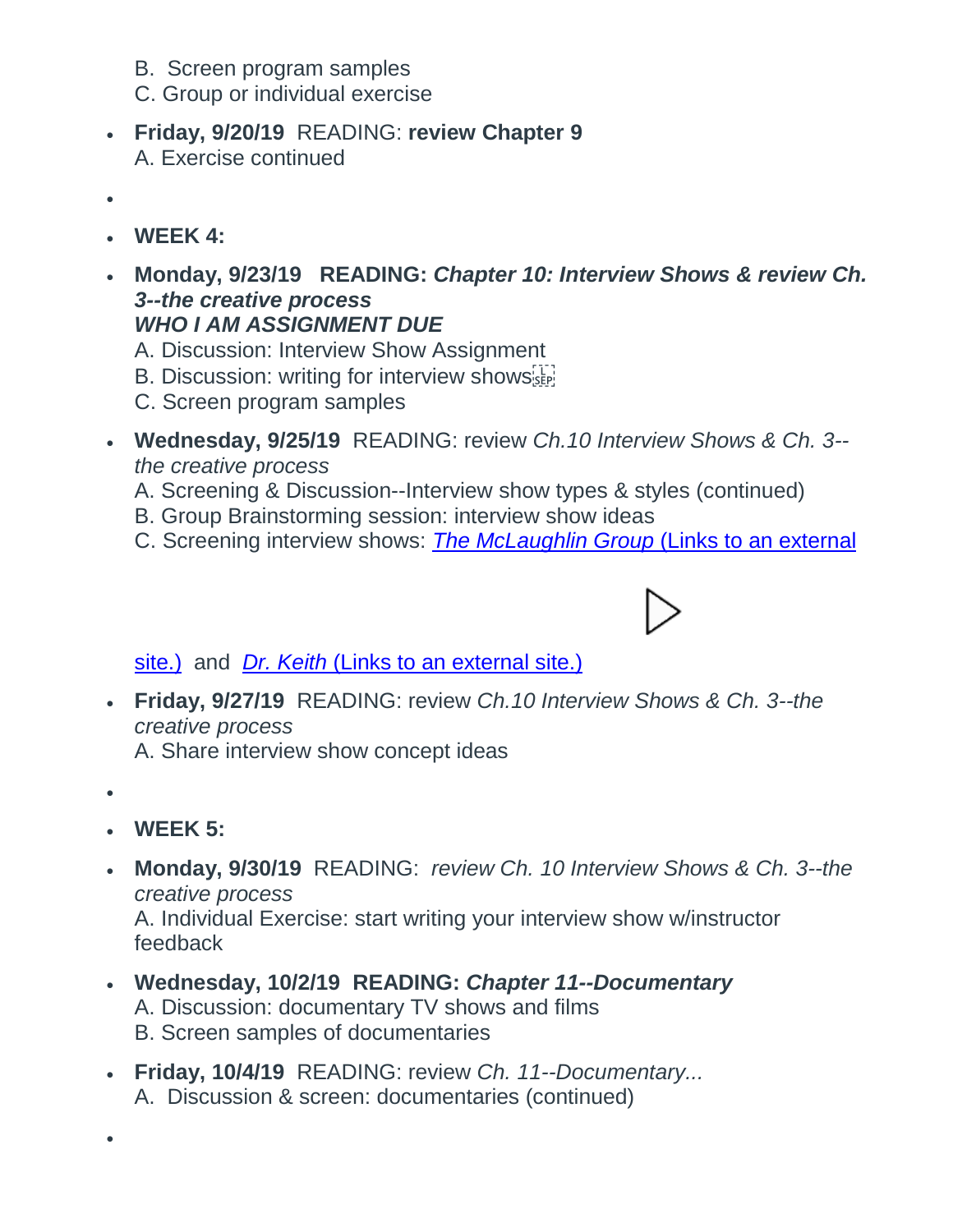B. Screen program samples
C. Group or individual exercise

- **Friday, 9/20/19** READING: **review Chapter 9**
  A. Exercise continued

- **WEEK 4:**

- **Monday, 9/23/19 READING: *Chapter 10: Interview Shows & review Ch. 3--the creative process***
  ***WHO I AM ASSIGNMENT DUE***
  A. Discussion: Interview Show Assignment
  B. Discussion: writing for interview shows
  C. Screen program samples

- **Wednesday, 9/25/19** READING: review *Ch.10 Interview Shows & Ch. 3--the creative process*
  A. Screening & Discussion--Interview show types & styles (continued)
  B. Group Brainstorming session: interview show ideas
  C. Screening interview shows: [*The McLaughlin Group* (Links to an external site.)]() and [*Dr. Keith* (Links to an external site.)]()

- **Friday, 9/27/19** READING: review *Ch.10 Interview Shows & Ch. 3--the creative process*
  A. Share interview show concept ideas

- **WEEK 5:**

- **Monday, 9/30/19** READING: *review Ch. 10 Interview Shows & Ch. 3--the creative process*
  A. Individual Exercise: start writing your interview show w/instructor feedback

- **Wednesday, 10/2/19 READING: *Chapter 11--Documentary***
  A. Discussion: documentary TV shows and films
  B. Screen samples of documentaries

- **Friday, 10/4/19** READING: review *Ch. 11--Documentary...*
  A. Discussion & screen: documentaries (continued)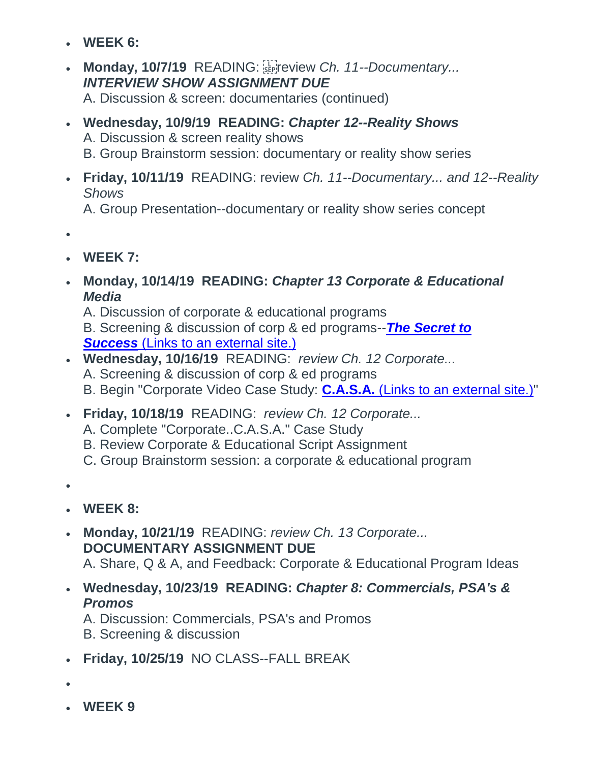- **WEEK 6:**
- **Monday, 10/7/19** READING: review *Ch. 11--Documentary...*
  ***INTERVIEW SHOW ASSIGNMENT DUE***
  A. Discussion & screen: documentaries (continued)
- **Wednesday, 10/9/19 READING: *Chapter 12--Reality Shows***
  A. Discussion & screen reality shows
  B. Group Brainstorm session: documentary or reality show series
- **Friday, 10/11/19** READING: review *Ch. 11--Documentary... and 12--Reality Shows*
  A. Group Presentation--documentary or reality show series concept
- 
- **WEEK 7:**
- **Monday, 10/14/19 READING: *Chapter 13 Corporate & Educational Media***
  A. Discussion of corporate & educational programs
  B. Screening & discussion of corp & ed programs--***The Secret to Success*** (Links to an external site.)
- **Wednesday, 10/16/19** READING: *review Ch. 12 Corporate...*
  A. Screening & discussion of corp & ed programs
  B. Begin "Corporate Video Case Study: **C.A.S.A.** (Links to an external site.)"
- **Friday, 10/18/19** READING: *review Ch. 12 Corporate...*
  A. Complete "Corporate..C.A.S.A." Case Study
  B. Review Corporate & Educational Script Assignment
  C. Group Brainstorm session: a corporate & educational program
- 
- **WEEK 8:**
- **Monday, 10/21/19** READING: *review Ch. 13 Corporate...*
  **DOCUMENTARY ASSIGNMENT DUE**
  A. Share, Q & A, and Feedback: Corporate & Educational Program Ideas
- **Wednesday, 10/23/19 READING: *Chapter 8: Commercials, PSA's & Promos***
  A. Discussion: Commercials, PSA's and Promos
  B. Screening & discussion
- **Friday, 10/25/19** NO CLASS--FALL BREAK
- 
- **WEEK 9**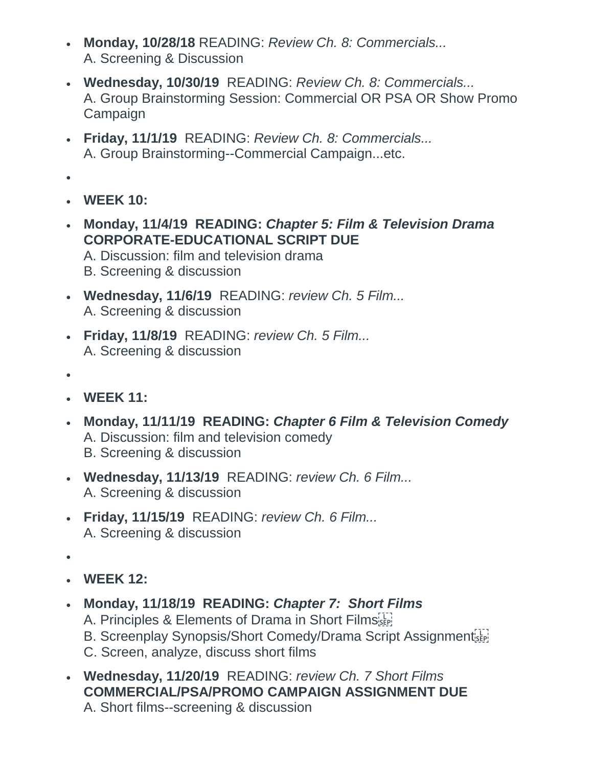- **Monday, 10/28/18** READING: *Review Ch. 8: Commercials...*
  A. Screening & Discussion
- **Wednesday, 10/30/19** READING: *Review Ch. 8: Commercials...*
  A. Group Brainstorming Session: Commercial OR PSA OR Show Promo Campaign
- **Friday, 11/1/19** READING: *Review Ch. 8: Commercials...*
  A. Group Brainstorming--Commercial Campaign...etc.
- 
- **WEEK 10:**
- **Monday, 11/4/19 READING: *Chapter 5: Film & Television Drama* CORPORATE-EDUCATIONAL SCRIPT DUE**
  A. Discussion: film and television drama
  B. Screening & discussion
- **Wednesday, 11/6/19** READING: *review Ch. 5 Film...*
  A. Screening & discussion
- **Friday, 11/8/19** READING: *review Ch. 5 Film...*
  A. Screening & discussion
- 
- **WEEK 11:**
- **Monday, 11/11/19 READING: *Chapter 6 Film & Television Comedy***
  A. Discussion: film and television comedy
  B. Screening & discussion
- **Wednesday, 11/13/19** READING: *review Ch. 6 Film...*
  A. Screening & discussion
- **Friday, 11/15/19** READING: *review Ch. 6 Film...*
  A. Screening & discussion
- 
- **WEEK 12:**
- **Monday, 11/18/19 READING: *Chapter 7: Short Films***
  A. Principles & Elements of Drama in Short Films
  B. Screenplay Synopsis/Short Comedy/Drama Script Assignment
  C. Screen, analyze, discuss short films
- **Wednesday, 11/20/19** READING: *review Ch. 7 Short Films*
  **COMMERCIAL/PSA/PROMO CAMPAIGN ASSIGNMENT DUE**
  A. Short films--screening & discussion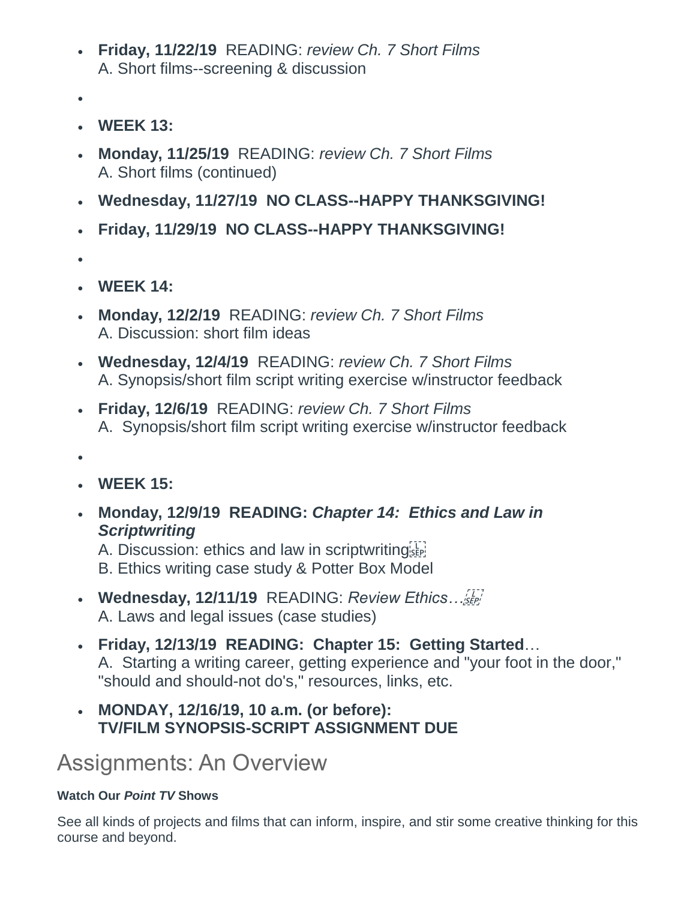- **Friday, 11/22/19** READING: *review Ch. 7 Short Films*
  A. Short films--screening & discussion
- 
- **WEEK 13:**
- **Monday, 11/25/19** READING: *review Ch. 7 Short Films*
  A. Short films (continued)
- **Wednesday, 11/27/19 NO CLASS--HAPPY THANKSGIVING!**
- **Friday, 11/29/19 NO CLASS--HAPPY THANKSGIVING!**
- 
- **WEEK 14:**
- **Monday, 12/2/19** READING: *review Ch. 7 Short Films*
  A. Discussion: short film ideas
- **Wednesday, 12/4/19** READING: *review Ch. 7 Short Films*
  A. Synopsis/short film script writing exercise w/instructor feedback
- **Friday, 12/6/19** READING: *review Ch. 7 Short Films*
  A. Synopsis/short film script writing exercise w/instructor feedback
- 
- **WEEK 15:**
- **Monday, 12/9/19 READING: *Chapter 14: Ethics and Law in Scriptwriting***
  A. Discussion: ethics and law in scriptwriting
  B. Ethics writing case study & Potter Box Model
- **Wednesday, 12/11/19** READING: *Review Ethics…*
  A. Laws and legal issues (case studies)
- **Friday, 12/13/19 READING: Chapter 15: Getting Started**…
  A. Starting a writing career, getting experience and "your foot in the door," "should and should-not do's," resources, links, etc.
- **MONDAY, 12/16/19, 10 a.m. (or before):
  TV/FILM SYNOPSIS-SCRIPT ASSIGNMENT DUE**

# Assignments: An Overview

**Watch Our *Point TV* Shows**

See all kinds of projects and films that can inform, inspire, and stir some creative thinking for this course and beyond.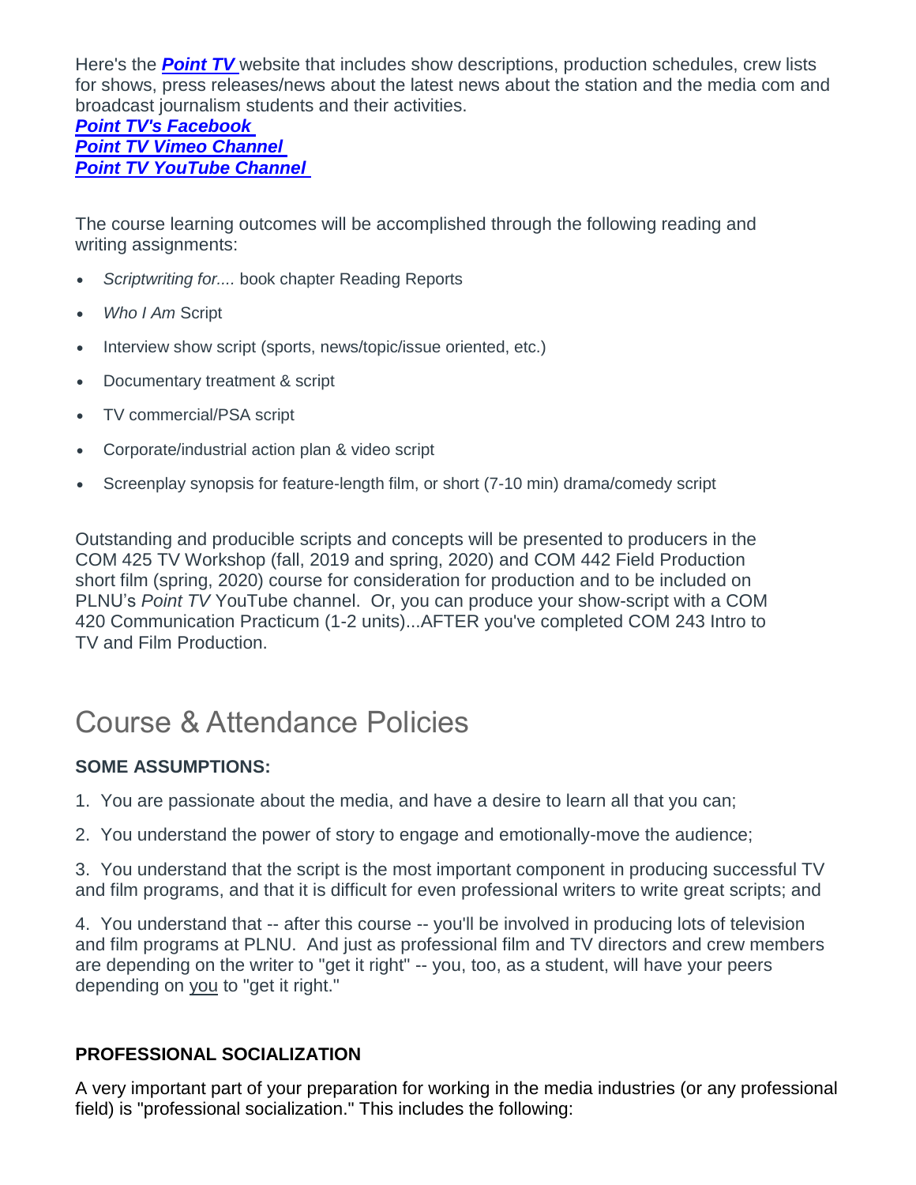Here's the ***Point TV*** website that includes show descriptions, production schedules, crew lists for shows, press releases/news about the latest news about the station and the media com and broadcast journalism students and their activities.

***Point TV's Facebook***
***Point TV Vimeo Channel***
***Point TV YouTube Channel***

The course learning outcomes will be accomplished through the following reading and writing assignments:

- *Scriptwriting for....* book chapter Reading Reports
- *Who I Am* Script
- Interview show script (sports, news/topic/issue oriented, etc.)
- Documentary treatment & script
- TV commercial/PSA script
- Corporate/industrial action plan & video script
- Screenplay synopsis for feature-length film, or short (7-10 min) drama/comedy script

Outstanding and producible scripts and concepts will be presented to producers in the COM 425 TV Workshop (fall, 2019 and spring, 2020) and COM 442 Field Production short film (spring, 2020) course for consideration for production and to be included on PLNU's *Point TV* YouTube channel. Or, you can produce your show-script with a COM 420 Communication Practicum (1-2 units)...AFTER you've completed COM 243 Intro to TV and Film Production.

# Course & Attendance Policies

**SOME ASSUMPTIONS:**

1. You are passionate about the media, and have a desire to learn all that you can;

2. You understand the power of story to engage and emotionally-move the audience;

3. You understand that the script is the most important component in producing successful TV and film programs, and that it is difficult for even professional writers to write great scripts; and

4. You understand that -- after this course -- you'll be involved in producing lots of television and film programs at PLNU. And just as professional film and TV directors and crew members are depending on the writer to "get it right" -- you, too, as a student, will have your peers depending on you to "get it right."

**PROFESSIONAL SOCIALIZATION**

A very important part of your preparation for working in the media industries (or any professional field) is "professional socialization." This includes the following: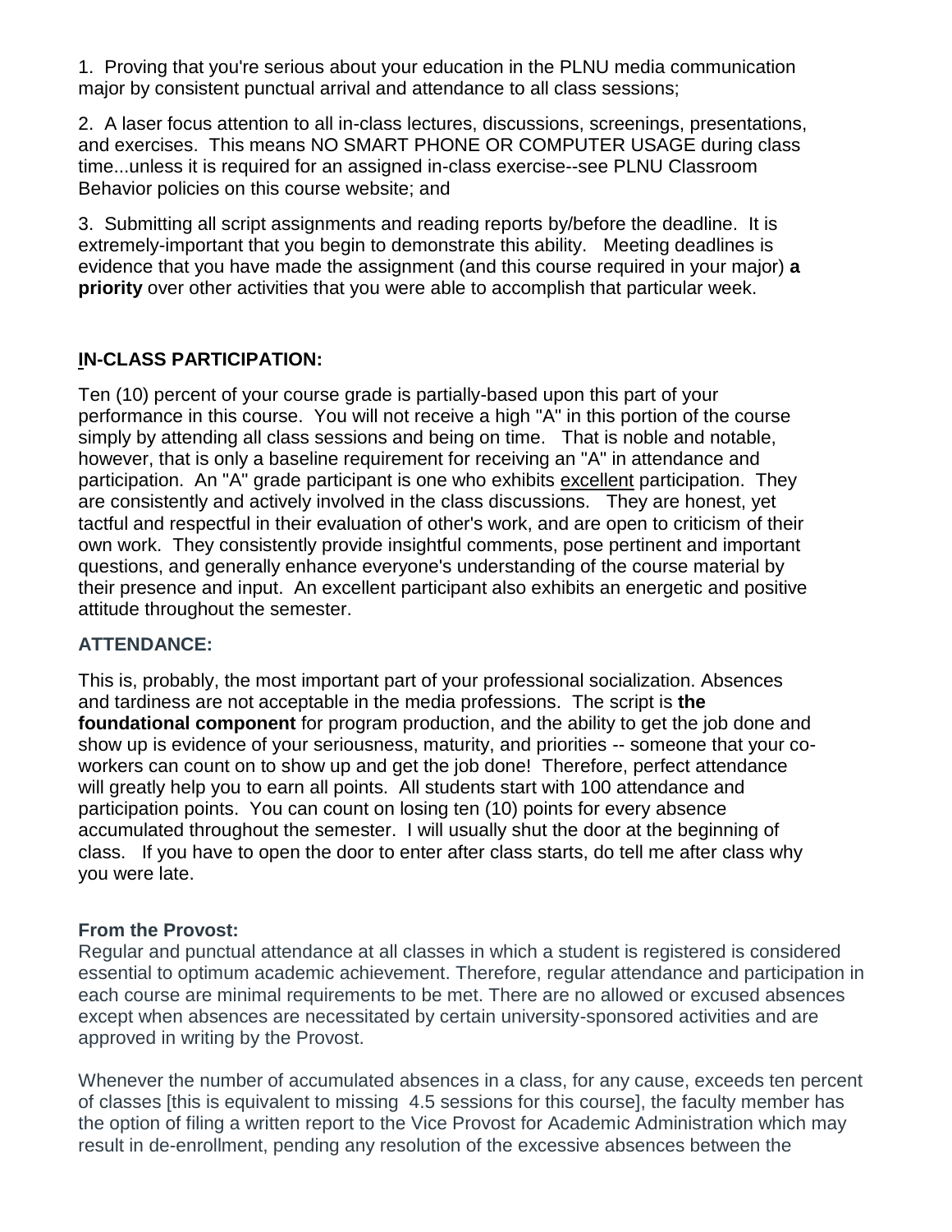1. Proving that you're serious about your education in the PLNU media communication major by consistent punctual arrival and attendance to all class sessions;

2. A laser focus attention to all in-class lectures, discussions, screenings, presentations, and exercises. This means NO SMART PHONE OR COMPUTER USAGE during class time...unless it is required for an assigned in-class exercise--see PLNU Classroom Behavior policies on this course website; and

3. Submitting all script assignments and reading reports by/before the deadline. It is extremely-important that you begin to demonstrate this ability. Meeting deadlines is evidence that you have made the assignment (and this course required in your major) **a priority** over other activities that you were able to accomplish that particular week.

### IN-CLASS PARTICIPATION:

Ten (10) percent of your course grade is partially-based upon this part of your performance in this course. You will not receive a high "A" in this portion of the course simply by attending all class sessions and being on time. That is noble and notable, however, that is only a baseline requirement for receiving an "A" in attendance and participation. An "A" grade participant is one who exhibits excellent participation. They are consistently and actively involved in the class discussions. They are honest, yet tactful and respectful in their evaluation of other's work, and are open to criticism of their own work. They consistently provide insightful comments, pose pertinent and important questions, and generally enhance everyone's understanding of the course material by their presence and input. An excellent participant also exhibits an energetic and positive attitude throughout the semester.

### ATTENDANCE:

This is, probably, the most important part of your professional socialization. Absences and tardiness are not acceptable in the media professions. The script is **the foundational component** for program production, and the ability to get the job done and show up is evidence of your seriousness, maturity, and priorities -- someone that your co-workers can count on to show up and get the job done! Therefore, perfect attendance will greatly help you to earn all points. All students start with 100 attendance and participation points. You can count on losing ten (10) points for every absence accumulated throughout the semester. I will usually shut the door at the beginning of class. If you have to open the door to enter after class starts, do tell me after class why you were late.

### From the Provost:

Regular and punctual attendance at all classes in which a student is registered is considered essential to optimum academic achievement. Therefore, regular attendance and participation in each course are minimal requirements to be met. There are no allowed or excused absences except when absences are necessitated by certain university-sponsored activities and are approved in writing by the Provost.

Whenever the number of accumulated absences in a class, for any cause, exceeds ten percent of classes [this is equivalent to missing 4.5 sessions for this course], the faculty member has the option of filing a written report to the Vice Provost for Academic Administration which may result in de-enrollment, pending any resolution of the excessive absences between the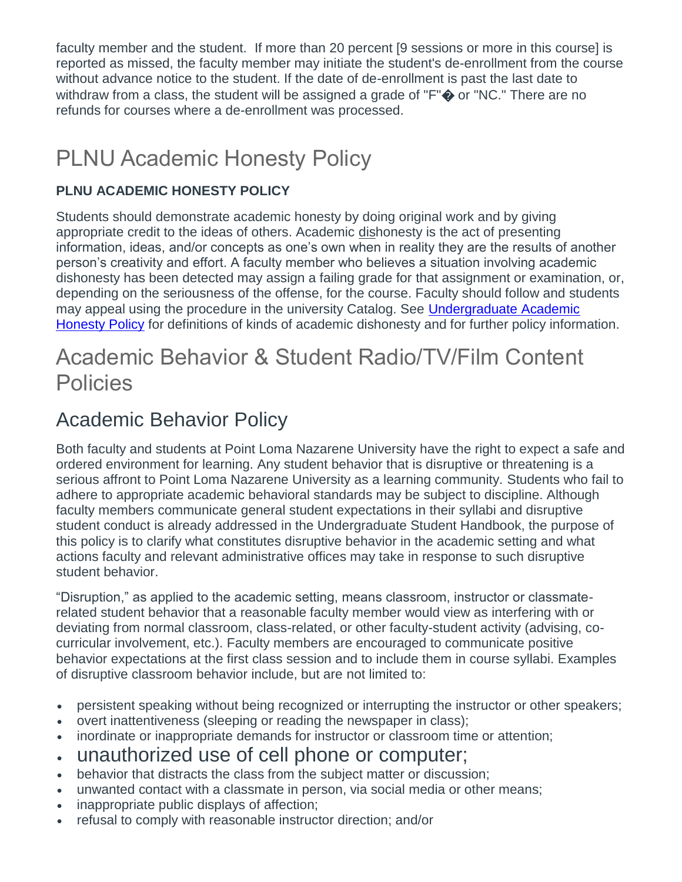faculty member and the student. If more than 20 percent [9 sessions or more in this course] is reported as missed, the faculty member may initiate the student's de-enrollment from the course without advance notice to the student. If the date of de-enrollment is past the last date to withdraw from a class, the student will be assigned a grade of "F"� or "NC." There are no refunds for courses where a de-enrollment was processed.

# PLNU Academic Honesty Policy

**PLNU ACADEMIC HONESTY POLICY**

Students should demonstrate academic honesty by doing original work and by giving appropriate credit to the ideas of others. Academic dishonesty is the act of presenting information, ideas, and/or concepts as one's own when in reality they are the results of another person's creativity and effort. A faculty member who believes a situation involving academic dishonesty has been detected may assign a failing grade for that assignment or examination, or, depending on the seriousness of the offense, for the course. Faculty should follow and students may appeal using the procedure in the university Catalog. See [Undergraduate Academic Honesty Policy](#) for definitions of kinds of academic dishonesty and for further policy information.

# Academic Behavior & Student Radio/TV/Film Content Policies

## Academic Behavior Policy

Both faculty and students at Point Loma Nazarene University have the right to expect a safe and ordered environment for learning. Any student behavior that is disruptive or threatening is a serious affront to Point Loma Nazarene University as a learning community. Students who fail to adhere to appropriate academic behavioral standards may be subject to discipline. Although faculty members communicate general student expectations in their syllabi and disruptive student conduct is already addressed in the Undergraduate Student Handbook, the purpose of this policy is to clarify what constitutes disruptive behavior in the academic setting and what actions faculty and relevant administrative offices may take in response to such disruptive student behavior.

"Disruption," as applied to the academic setting, means classroom, instructor or classmate-related student behavior that a reasonable faculty member would view as interfering with or deviating from normal classroom, class-related, or other faculty-student activity (advising, co-curricular involvement, etc.). Faculty members are encouraged to communicate positive behavior expectations at the first class session and to include them in course syllabi. Examples of disruptive classroom behavior include, but are not limited to:

- persistent speaking without being recognized or interrupting the instructor or other speakers;
- overt inattentiveness (sleeping or reading the newspaper in class);
- inordinate or inappropriate demands for instructor or classroom time or attention;
- unauthorized use of cell phone or computer;
- behavior that distracts the class from the subject matter or discussion;
- unwanted contact with a classmate in person, via social media or other means;
- inappropriate public displays of affection;
- refusal to comply with reasonable instructor direction; and/or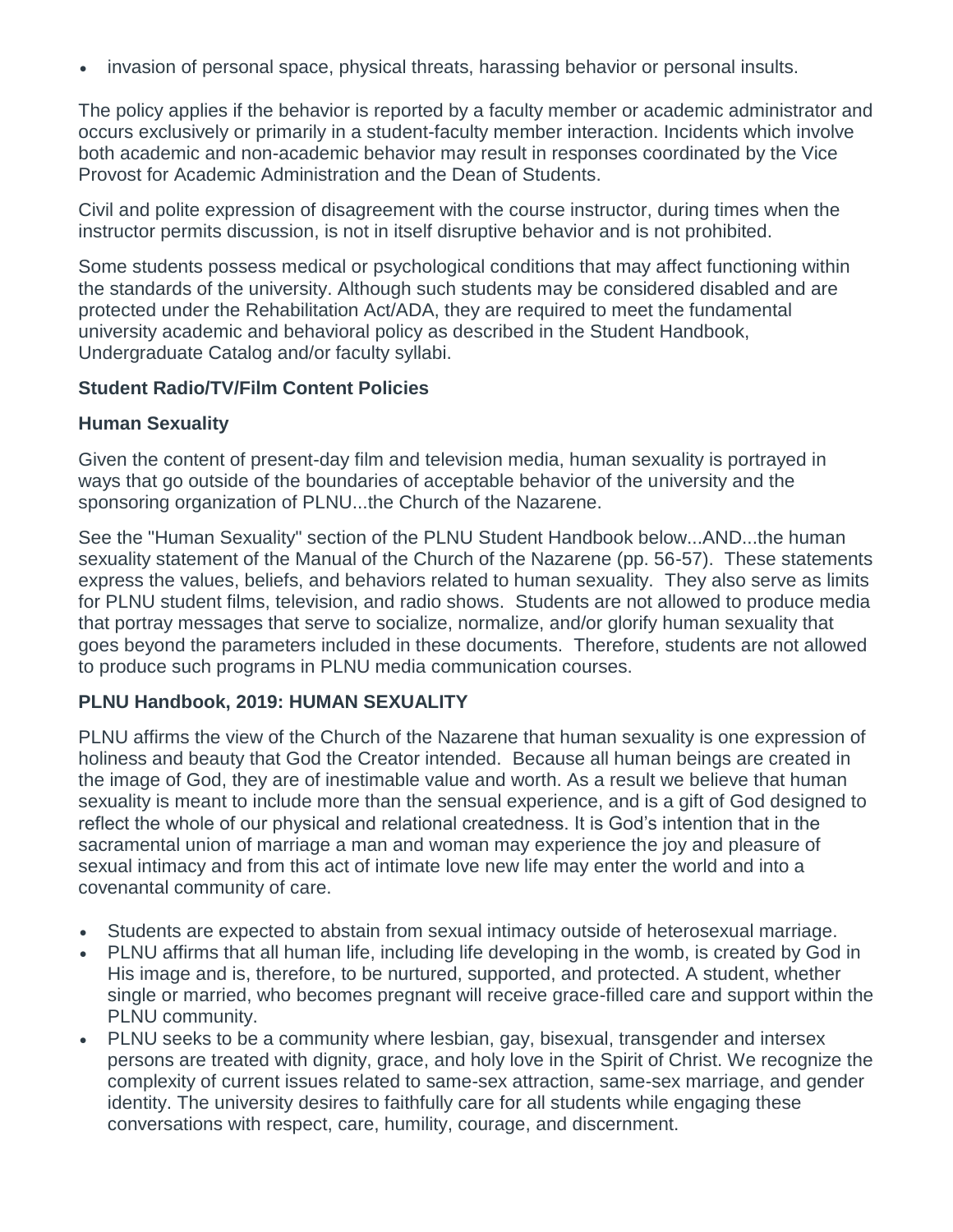- invasion of personal space, physical threats, harassing behavior or personal insults.

The policy applies if the behavior is reported by a faculty member or academic administrator and occurs exclusively or primarily in a student-faculty member interaction. Incidents which involve both academic and non-academic behavior may result in responses coordinated by the Vice Provost for Academic Administration and the Dean of Students.

Civil and polite expression of disagreement with the course instructor, during times when the instructor permits discussion, is not in itself disruptive behavior and is not prohibited.

Some students possess medical or psychological conditions that may affect functioning within the standards of the university. Although such students may be considered disabled and are protected under the Rehabilitation Act/ADA, they are required to meet the fundamental university academic and behavioral policy as described in the Student Handbook, Undergraduate Catalog and/or faculty syllabi.

**Student Radio/TV/Film Content Policies**

**Human Sexuality**

Given the content of present-day film and television media, human sexuality is portrayed in ways that go outside of the boundaries of acceptable behavior of the university and the sponsoring organization of PLNU...the Church of the Nazarene.

See the "Human Sexuality" section of the PLNU Student Handbook below...AND...the human sexuality statement of the Manual of the Church of the Nazarene (pp. 56-57). These statements express the values, beliefs, and behaviors related to human sexuality. They also serve as limits for PLNU student films, television, and radio shows. Students are not allowed to produce media that portray messages that serve to socialize, normalize, and/or glorify human sexuality that goes beyond the parameters included in these documents. Therefore, students are not allowed to produce such programs in PLNU media communication courses.

**PLNU Handbook, 2019: HUMAN SEXUALITY**

PLNU affirms the view of the Church of the Nazarene that human sexuality is one expression of holiness and beauty that God the Creator intended. Because all human beings are created in the image of God, they are of inestimable value and worth. As a result we believe that human sexuality is meant to include more than the sensual experience, and is a gift of God designed to reflect the whole of our physical and relational createdness. It is God's intention that in the sacramental union of marriage a man and woman may experience the joy and pleasure of sexual intimacy and from this act of intimate love new life may enter the world and into a covenantal community of care.

- Students are expected to abstain from sexual intimacy outside of heterosexual marriage.
- PLNU affirms that all human life, including life developing in the womb, is created by God in His image and is, therefore, to be nurtured, supported, and protected. A student, whether single or married, who becomes pregnant will receive grace-filled care and support within the PLNU community.
- PLNU seeks to be a community where lesbian, gay, bisexual, transgender and intersex persons are treated with dignity, grace, and holy love in the Spirit of Christ. We recognize the complexity of current issues related to same-sex attraction, same-sex marriage, and gender identity. The university desires to faithfully care for all students while engaging these conversations with respect, care, humility, courage, and discernment.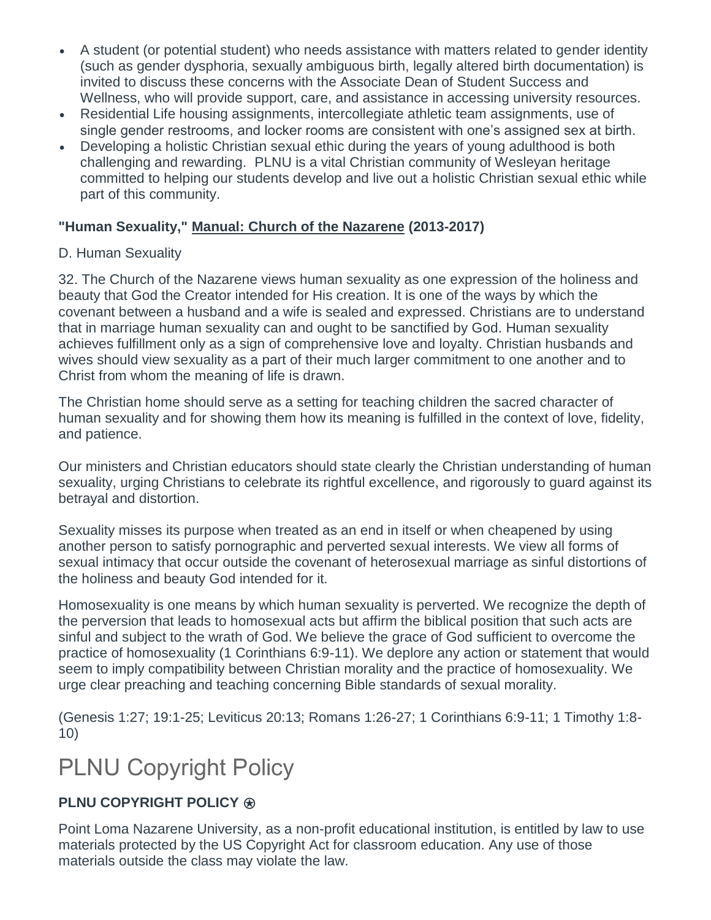- A student (or potential student) who needs assistance with matters related to gender identity (such as gender dysphoria, sexually ambiguous birth, legally altered birth documentation) is invited to discuss these concerns with the Associate Dean of Student Success and Wellness, who will provide support, care, and assistance in accessing university resources.
- Residential Life housing assignments, intercollegiate athletic team assignments, use of single gender restrooms, and locker rooms are consistent with one's assigned sex at birth.
- Developing a holistic Christian sexual ethic during the years of young adulthood is both challenging and rewarding. PLNU is a vital Christian community of Wesleyan heritage committed to helping our students develop and live out a holistic Christian sexual ethic while part of this community.

### **"Human Sexuality," Manual: Church of the Nazarene (2013-2017)**

D. Human Sexuality

32. The Church of the Nazarene views human sexuality as one expression of the holiness and beauty that God the Creator intended for His creation. It is one of the ways by which the covenant between a husband and a wife is sealed and expressed. Christians are to understand that in marriage human sexuality can and ought to be sanctified by God. Human sexuality achieves fulfillment only as a sign of comprehensive love and loyalty. Christian husbands and wives should view sexuality as a part of their much larger commitment to one another and to Christ from whom the meaning of life is drawn.

The Christian home should serve as a setting for teaching children the sacred character of human sexuality and for showing them how its meaning is fulfilled in the context of love, fidelity, and patience.

Our ministers and Christian educators should state clearly the Christian understanding of human sexuality, urging Christians to celebrate its rightful excellence, and rigorously to guard against its betrayal and distortion.

Sexuality misses its purpose when treated as an end in itself or when cheapened by using another person to satisfy pornographic and perverted sexual interests. We view all forms of sexual intimacy that occur outside the covenant of heterosexual marriage as sinful distortions of the holiness and beauty God intended for it.

Homosexuality is one means by which human sexuality is perverted. We recognize the depth of the perversion that leads to homosexual acts but affirm the biblical position that such acts are sinful and subject to the wrath of God. We believe the grace of God sufficient to overcome the practice of homosexuality (1 Corinthians 6:9-11). We deplore any action or statement that would seem to imply compatibility between Christian morality and the practice of homosexuality. We urge clear preaching and teaching concerning Bible standards of sexual morality.

(Genesis 1:27; 19:1-25; Leviticus 20:13; Romans 1:26-27; 1 Corinthians 6:9-11; 1 Timothy 1:8-10)

# PLNU Copyright Policy

### **PLNU COPYRIGHT POLICY ⍟**

Point Loma Nazarene University, as a non-profit educational institution, is entitled by law to use materials protected by the US Copyright Act for classroom education. Any use of those materials outside the class may violate the law.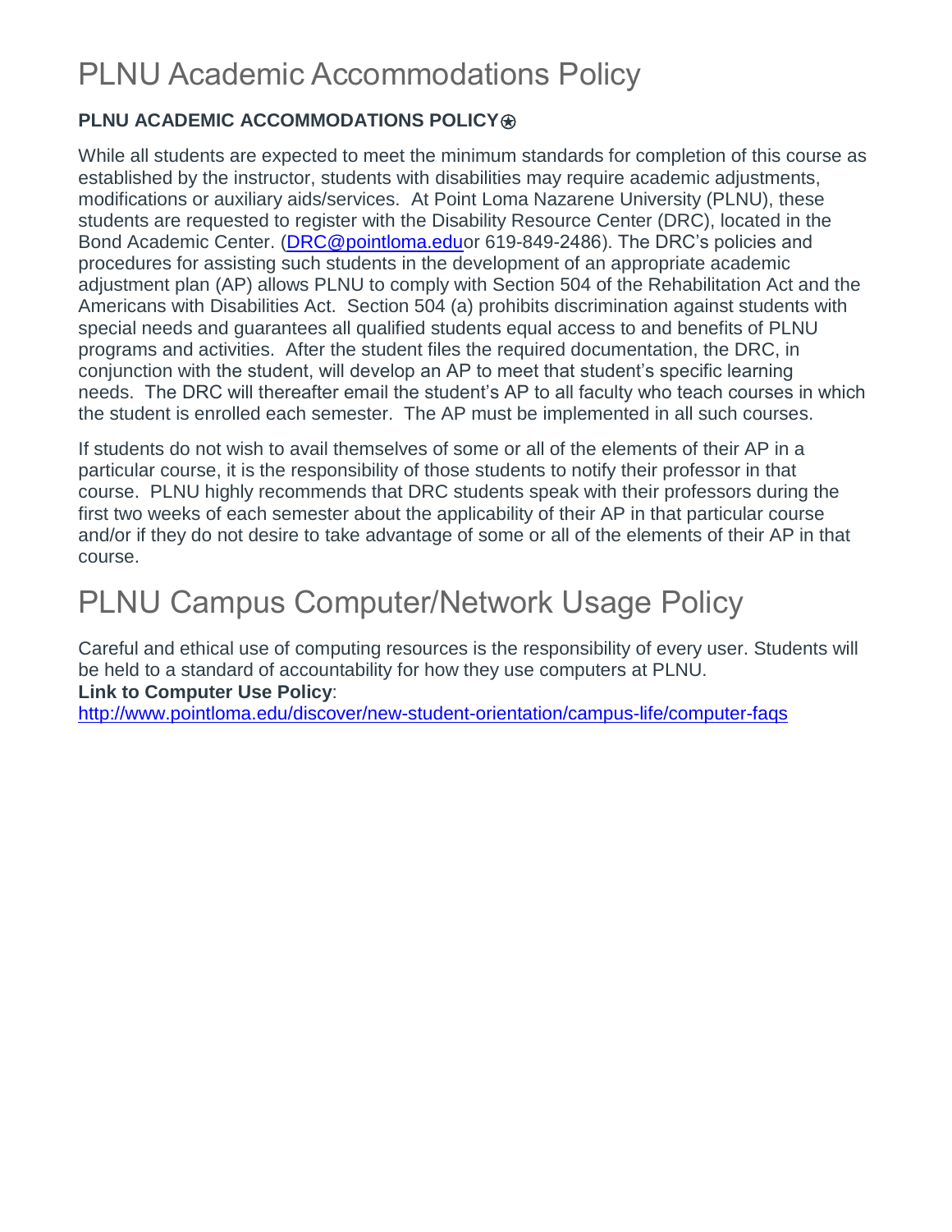# PLNU Academic Accommodations Policy

**PLNU ACADEMIC ACCOMMODATIONS POLICY**⍟

While all students are expected to meet the minimum standards for completion of this course as established by the instructor, students with disabilities may require academic adjustments, modifications or auxiliary aids/services. At Point Loma Nazarene University (PLNU), these students are requested to register with the Disability Resource Center (DRC), located in the Bond Academic Center. (DRC@pointloma.eduor 619-849-2486). The DRC's policies and procedures for assisting such students in the development of an appropriate academic adjustment plan (AP) allows PLNU to comply with Section 504 of the Rehabilitation Act and the Americans with Disabilities Act. Section 504 (a) prohibits discrimination against students with special needs and guarantees all qualified students equal access to and benefits of PLNU programs and activities. After the student files the required documentation, the DRC, in conjunction with the student, will develop an AP to meet that student's specific learning needs. The DRC will thereafter email the student's AP to all faculty who teach courses in which the student is enrolled each semester. The AP must be implemented in all such courses.

If students do not wish to avail themselves of some or all of the elements of their AP in a particular course, it is the responsibility of those students to notify their professor in that course. PLNU highly recommends that DRC students speak with their professors during the first two weeks of each semester about the applicability of their AP in that particular course and/or if they do not desire to take advantage of some or all of the elements of their AP in that course.

# PLNU Campus Computer/Network Usage Policy

Careful and ethical use of computing resources is the responsibility of every user. Students will be held to a standard of accountability for how they use computers at PLNU.
**Link to Computer Use Policy**:
http://www.pointloma.edu/discover/new-student-orientation/campus-life/computer-faqs